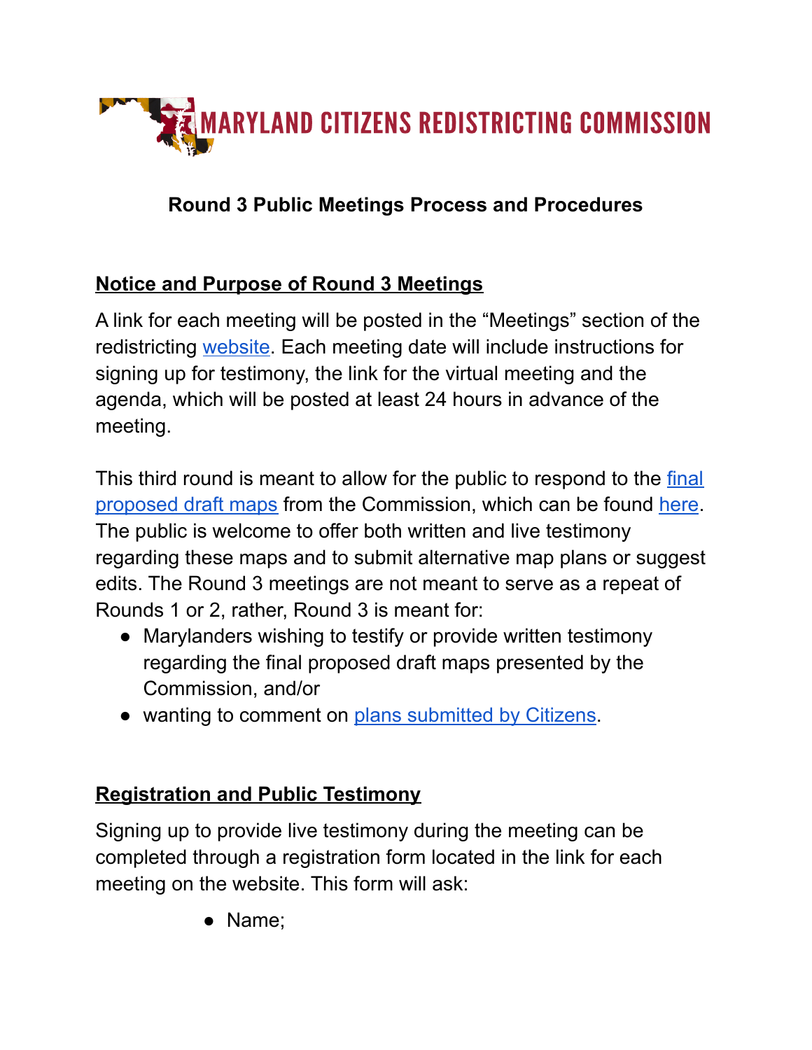MARYLAND CITIZENS REDISTRICTING COMMISSION

## Round 3 Public Meetings Process and Procedures

### Notice and Purpose of Round 3 Meetings

A link for each meeting will be posted in the "Meetings" section of the redistricting website. Each meeting date will include instructions for signing up for testimony, the link for the virtual meeting and the agenda, which will be posted at least 24 hours in advance of the meeting.

This third round is meant to allow for the public to respond to the final proposed draft maps from the Commission, which can be found here. The public is welcome to offer both written and live testimony regarding these maps and to submit alternative map plans or suggest edits. The Round 3 meetings are not meant to serve as a repeat of Rounds 1 or 2, rather, Round 3 is meant for:

- Marylanders wishing to testify or provide written testimony regarding the final proposed draft maps presented by the Commission, and/or
- wanting to comment on plans submitted by Citizens.

### Registration and Public Testimony

Signing up to provide live testimony during the meeting can be completed through a registration form located in the link for each meeting on the website. This form will ask:

- Name;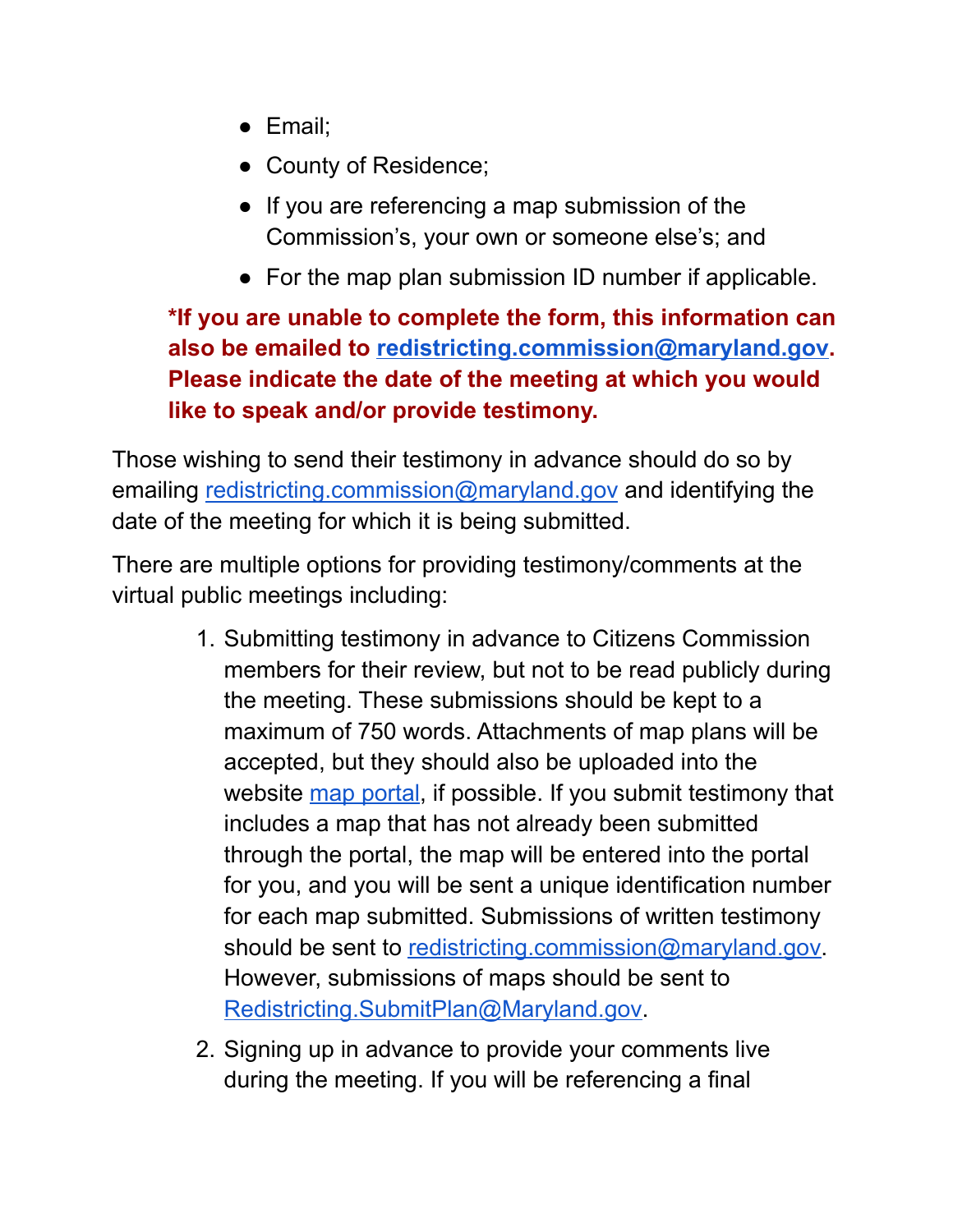- Email;
- County of Residence;
- If you are referencing a map submission of the Commission's, your own or someone else's; and
- For the map plan submission ID number if applicable.

**\*If you are unable to complete the form, this information can also be emailed to [redistricting.commission@maryland.gov](mailto:redistricting.commission@maryland.gov). Please indicate the date of the meeting at which you would like to speak and/or provide testimony.**

Those wishing to send their testimony in advance should do so by emailing [redistricting.commission@maryland.gov](mailto:redistricting.commission@maryland.gov) and identifying the date of the meeting for which it is being submitted.

There are multiple options for providing testimony/comments at the virtual public meetings including:

1. Submitting testimony in advance to Citizens Commission members for their review, but not to be read publicly during the meeting. These submissions should be kept to a maximum of 750 words. Attachments of map plans will be accepted, but they should also be uploaded into the website [map portal](), if possible. If you submit testimony that includes a map that has not already been submitted through the portal, the map will be entered into the portal for you, and you will be sent a unique identification number for each map submitted. Submissions of written testimony should be sent to [redistricting.commission@maryland.gov](mailto:redistricting.commission@maryland.gov). However, submissions of maps should be sent to [Redistricting.SubmitPlan@Maryland.gov](mailto:Redistricting.SubmitPlan@Maryland.gov).
2. Signing up in advance to provide your comments live during the meeting. If you will be referencing a final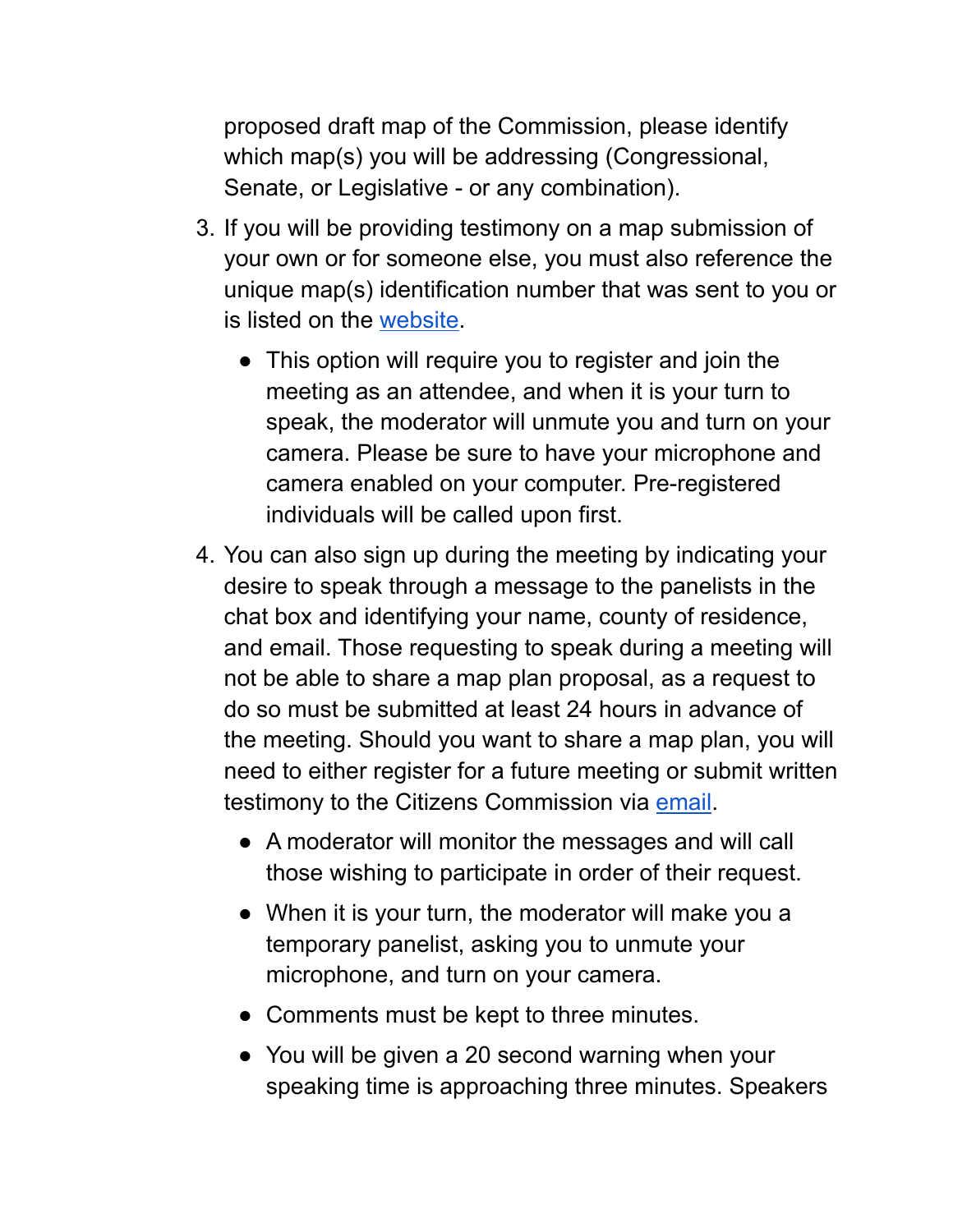proposed draft map of the Commission, please identify which map(s) you will be addressing (Congressional, Senate, or Legislative - or any combination).

3. If you will be providing testimony on a map submission of your own or for someone else, you must also reference the unique map(s) identification number that was sent to you or is listed on the website.
   - This option will require you to register and join the meeting as an attendee, and when it is your turn to speak, the moderator will unmute you and turn on your camera. Please be sure to have your microphone and camera enabled on your computer. Pre-registered individuals will be called upon first.
4. You can also sign up during the meeting by indicating your desire to speak through a message to the panelists in the chat box and identifying your name, county of residence, and email. Those requesting to speak during a meeting will not be able to share a map plan proposal, as a request to do so must be submitted at least 24 hours in advance of the meeting. Should you want to share a map plan, you will need to either register for a future meeting or submit written testimony to the Citizens Commission via email.
   - A moderator will monitor the messages and will call those wishing to participate in order of their request.
   - When it is your turn, the moderator will make you a temporary panelist, asking you to unmute your microphone, and turn on your camera.
   - Comments must be kept to three minutes.
   - You will be given a 20 second warning when your speaking time is approaching three minutes. Speakers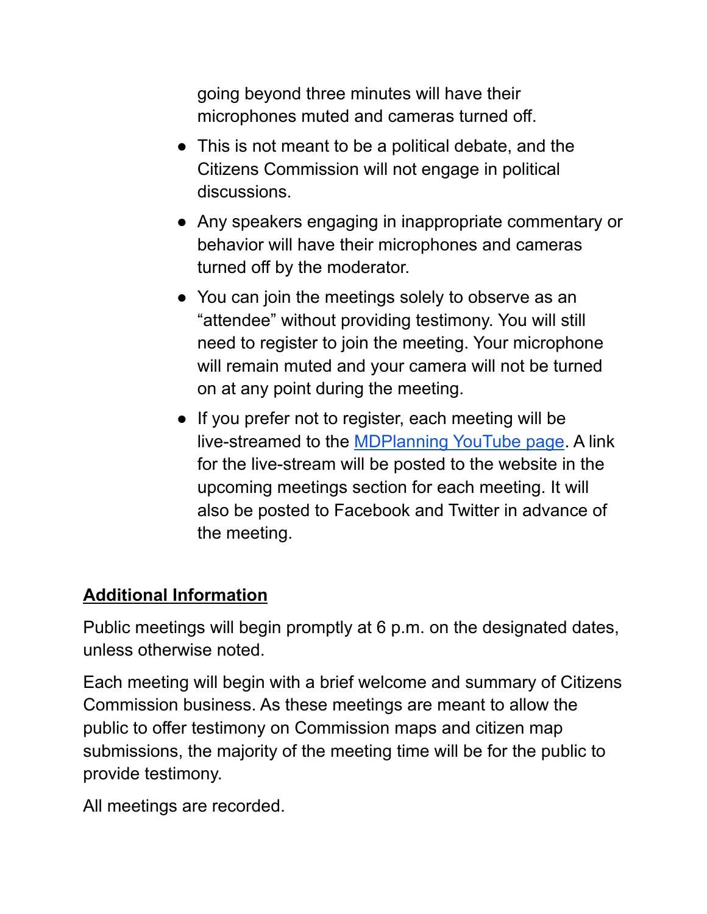going beyond three minutes will have their microphones muted and cameras turned off.

- This is not meant to be a political debate, and the Citizens Commission will not engage in political discussions.
- Any speakers engaging in inappropriate commentary or behavior will have their microphones and cameras turned off by the moderator.
- You can join the meetings solely to observe as an “attendee” without providing testimony. You will still need to register to join the meeting. Your microphone will remain muted and your camera will not be turned on at any point during the meeting.
- If you prefer not to register, each meeting will be live-streamed to the MDPlanning YouTube page. A link for the live-stream will be posted to the website in the upcoming meetings section for each meeting. It will also be posted to Facebook and Twitter in advance of the meeting.

## Additional Information

Public meetings will begin promptly at 6 p.m. on the designated dates, unless otherwise noted.

Each meeting will begin with a brief welcome and summary of Citizens Commission business. As these meetings are meant to allow the public to offer testimony on Commission maps and citizen map submissions, the majority of the meeting time will be for the public to provide testimony.

All meetings are recorded.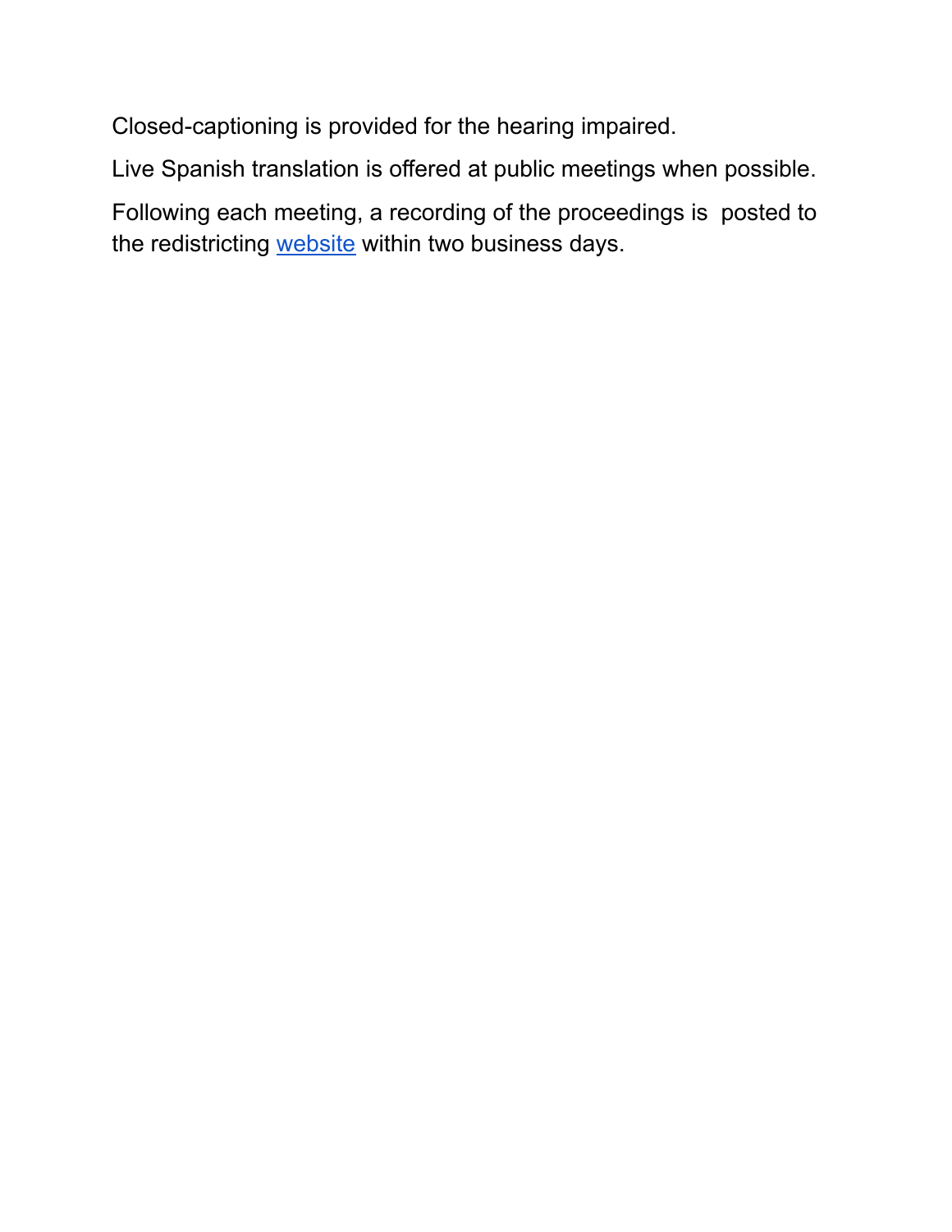Closed-captioning is provided for the hearing impaired.

Live Spanish translation is offered at public meetings when possible.

Following each meeting, a recording of the proceedings is posted to the redistricting website within two business days.